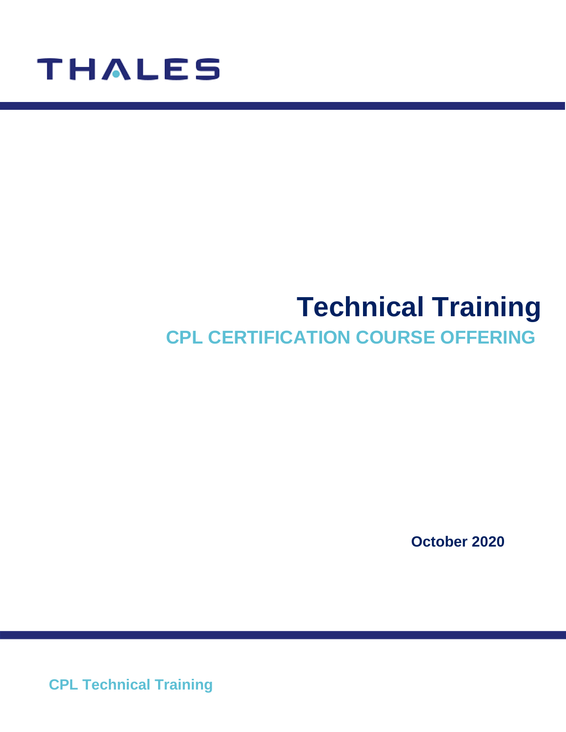THALES

# Technical Training

## CPL CERTIFICATION COURSE OFFERING

**October 2020**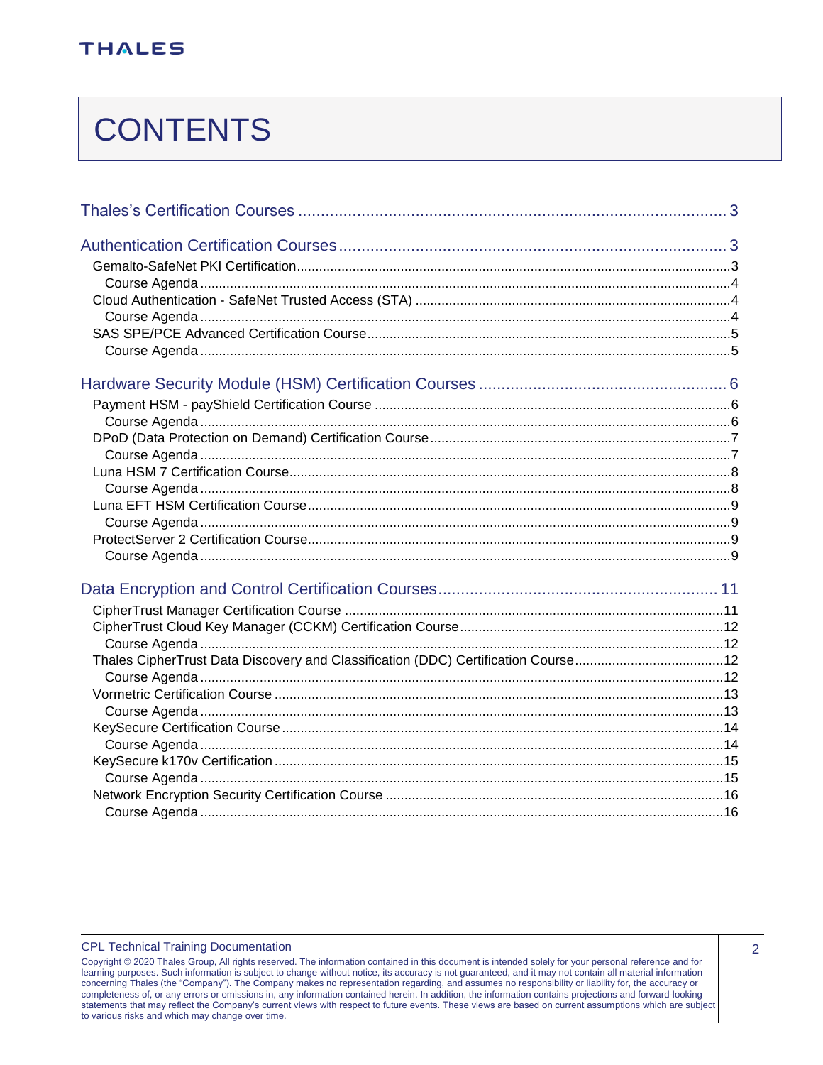# CONTENTS

Thales's Certification Courses ..... 3

Authentication Certification Courses ..... 3

- Gemalto-SafeNet PKI Certification ..... 3
  - Course Agenda ..... 4
- Cloud Authentication - SafeNet Trusted Access (STA) ..... 4
  - Course Agenda ..... 4
- SAS SPE/PCE Advanced Certification Course ..... 5
  - Course Agenda ..... 5

Hardware Security Module (HSM) Certification Courses ..... 6

- Payment HSM - payShield Certification Course ..... 6
  - Course Agenda ..... 6
- DPoD (Data Protection on Demand) Certification Course ..... 7
  - Course Agenda ..... 7
- Luna HSM 7 Certification Course ..... 8
  - Course Agenda ..... 8
- Luna EFT HSM Certification Course ..... 9
  - Course Agenda ..... 9
- ProtectServer 2 Certification Course ..... 9
  - Course Agenda ..... 9

Data Encryption and Control Certification Courses ..... 11

- CipherTrust Manager Certification Course ..... 11
- CipherTrust Cloud Key Manager (CCKM) Certification Course ..... 12
  - Course Agenda ..... 12
- Thales CipherTrust Data Discovery and Classification (DDC) Certification Course ..... 12
  - Course Agenda ..... 12
- Vormetric Certification Course ..... 13
  - Course Agenda ..... 13
- KeySecure Certification Course ..... 14
  - Course Agenda ..... 14
- KeySecure k170v Certification ..... 15
  - Course Agenda ..... 15
- Network Encryption Security Certification Course ..... 16
  - Course Agenda ..... 16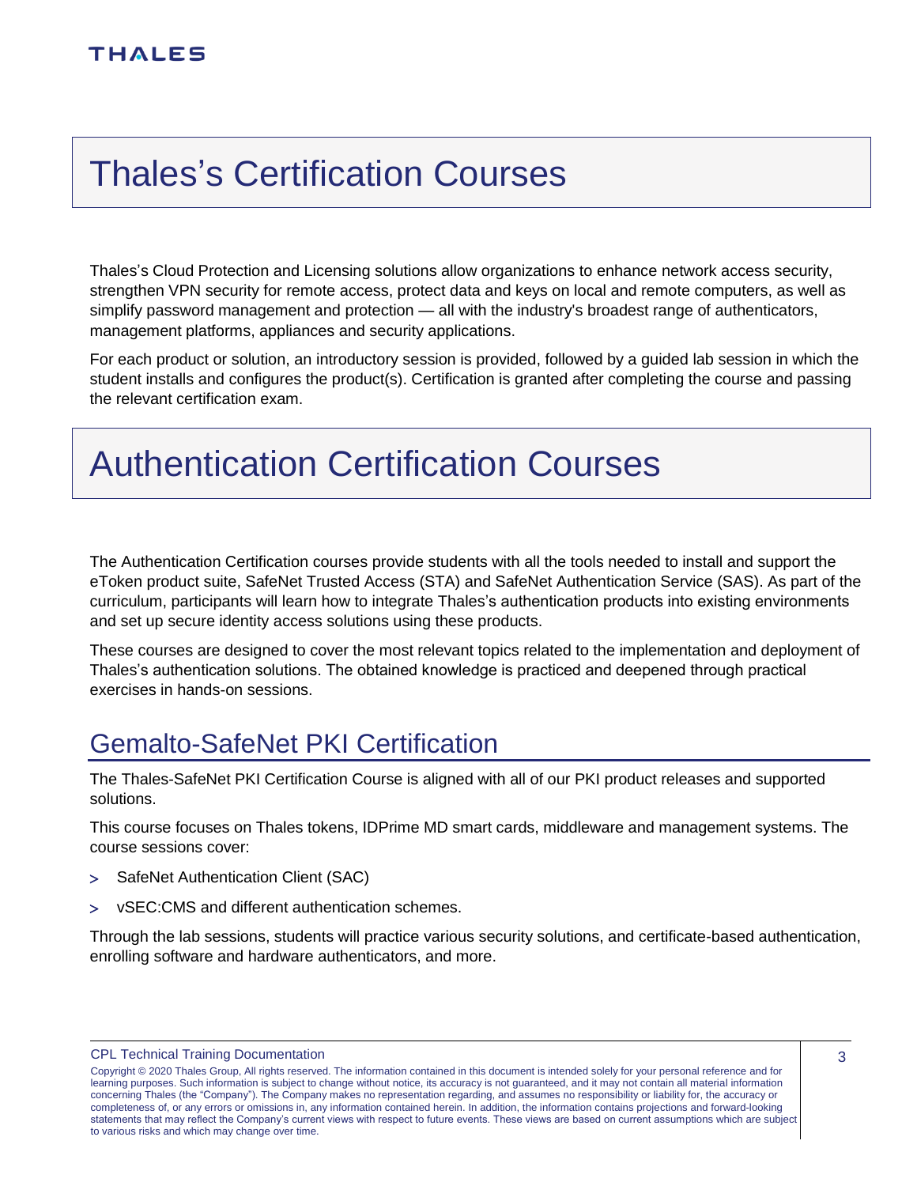# Thales's Certification Courses

Thales's Cloud Protection and Licensing solutions allow organizations to enhance network access security, strengthen VPN security for remote access, protect data and keys on local and remote computers, as well as simplify password management and protection — all with the industry's broadest range of authenticators, management platforms, appliances and security applications.

For each product or solution, an introductory session is provided, followed by a guided lab session in which the student installs and configures the product(s). Certification is granted after completing the course and passing the relevant certification exam.

# Authentication Certification Courses

The Authentication Certification courses provide students with all the tools needed to install and support the eToken product suite, SafeNet Trusted Access (STA) and SafeNet Authentication Service (SAS). As part of the curriculum, participants will learn how to integrate Thales's authentication products into existing environments and set up secure identity access solutions using these products.

These courses are designed to cover the most relevant topics related to the implementation and deployment of Thales's authentication solutions. The obtained knowledge is practiced and deepened through practical exercises in hands-on sessions.

## Gemalto-SafeNet PKI Certification

The Thales-SafeNet PKI Certification Course is aligned with all of our PKI product releases and supported solutions.

This course focuses on Thales tokens, IDPrime MD smart cards, middleware and management systems. The course sessions cover:

- SafeNet Authentication Client (SAC)
- vSEC:CMS and different authentication schemes.

Through the lab sessions, students will practice various security solutions, and certificate-based authentication, enrolling software and hardware authenticators, and more.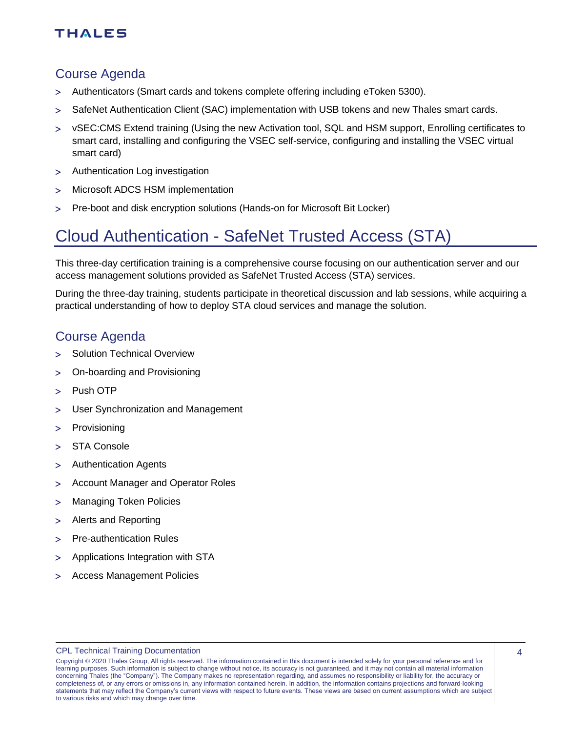## Course Agenda

- Authenticators (Smart cards and tokens complete offering including eToken 5300).
- SafeNet Authentication Client (SAC) implementation with USB tokens and new Thales smart cards.
- vSEC:CMS Extend training (Using the new Activation tool, SQL and HSM support, Enrolling certificates to smart card, installing and configuring the VSEC self-service, configuring and installing the VSEC virtual smart card)
- Authentication Log investigation
- Microsoft ADCS HSM implementation
- Pre-boot and disk encryption solutions (Hands-on for Microsoft Bit Locker)

# Cloud Authentication - SafeNet Trusted Access (STA)

This three-day certification training is a comprehensive course focusing on our authentication server and our access management solutions provided as SafeNet Trusted Access (STA) services.

During the three-day training, students participate in theoretical discussion and lab sessions, while acquiring a practical understanding of how to deploy STA cloud services and manage the solution.

## Course Agenda

- Solution Technical Overview
- On-boarding and Provisioning
- Push OTP
- User Synchronization and Management
- Provisioning
- STA Console
- Authentication Agents
- Account Manager and Operator Roles
- Managing Token Policies
- Alerts and Reporting
- Pre-authentication Rules
- Applications Integration with STA
- Access Management Policies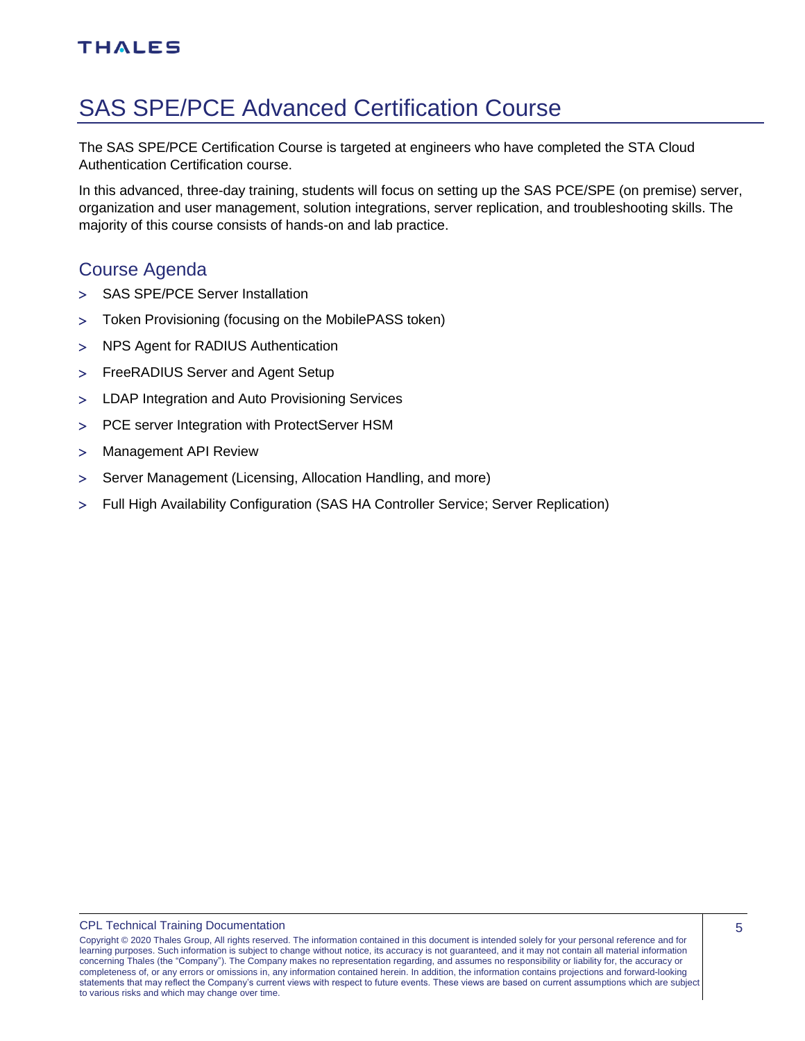# SAS SPE/PCE Advanced Certification Course

The SAS SPE/PCE Certification Course is targeted at engineers who have completed the STA Cloud Authentication Certification course.

In this advanced, three-day training, students will focus on setting up the SAS PCE/SPE (on premise) server, organization and user management, solution integrations, server replication, and troubleshooting skills. The majority of this course consists of hands-on and lab practice.

## Course Agenda

- SAS SPE/PCE Server Installation
- Token Provisioning (focusing on the MobilePASS token)
- NPS Agent for RADIUS Authentication
- FreeRADIUS Server and Agent Setup
- LDAP Integration and Auto Provisioning Services
- PCE server Integration with ProtectServer HSM
- Management API Review
- Server Management (Licensing, Allocation Handling, and more)
- Full High Availability Configuration (SAS HA Controller Service; Server Replication)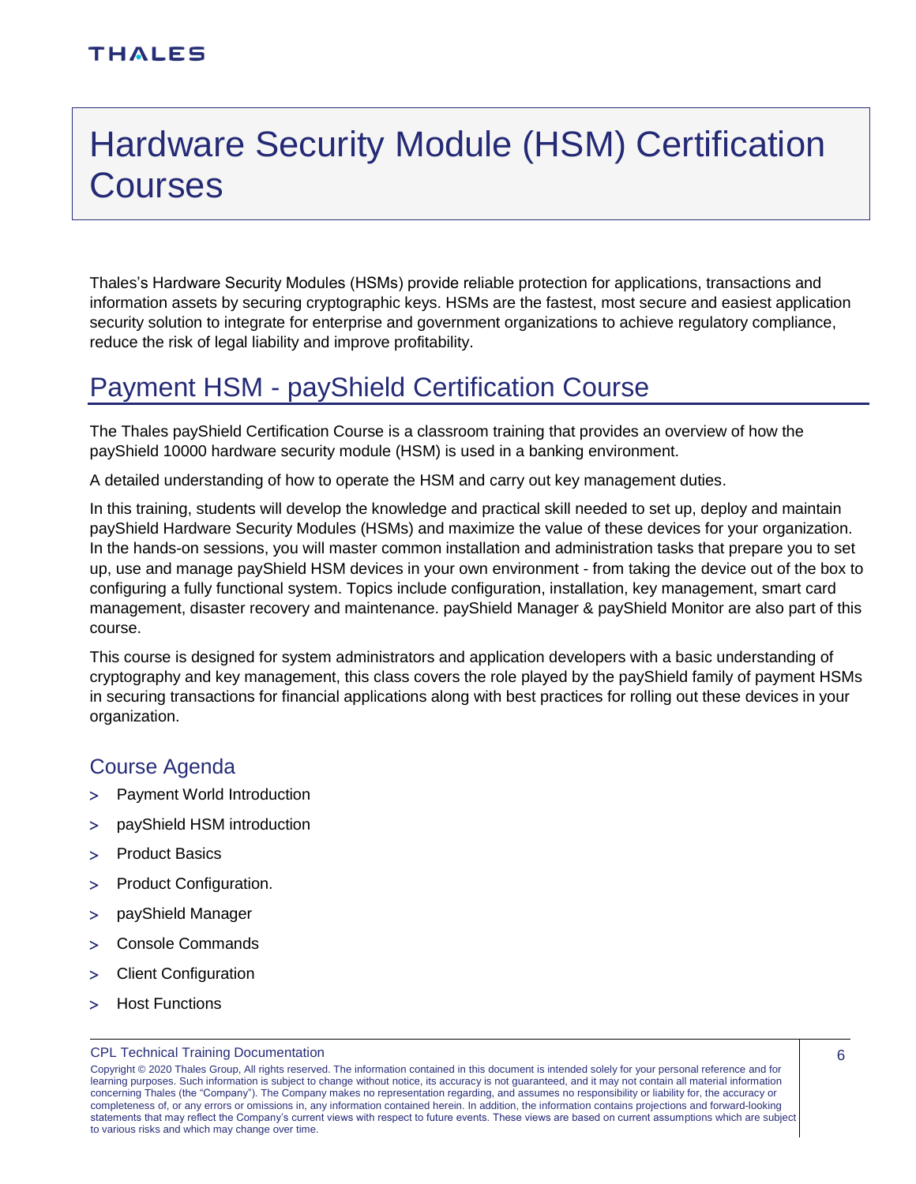# Hardware Security Module (HSM) Certification Courses

Thales's Hardware Security Modules (HSMs) provide reliable protection for applications, transactions and information assets by securing cryptographic keys. HSMs are the fastest, most secure and easiest application security solution to integrate for enterprise and government organizations to achieve regulatory compliance, reduce the risk of legal liability and improve profitability.

## Payment HSM - payShield Certification Course

The Thales payShield Certification Course is a classroom training that provides an overview of how the payShield 10000 hardware security module (HSM) is used in a banking environment.

A detailed understanding of how to operate the HSM and carry out key management duties.

In this training, students will develop the knowledge and practical skill needed to set up, deploy and maintain payShield Hardware Security Modules (HSMs) and maximize the value of these devices for your organization. In the hands-on sessions, you will master common installation and administration tasks that prepare you to set up, use and manage payShield HSM devices in your own environment - from taking the device out of the box to configuring a fully functional system. Topics include configuration, installation, key management, smart card management, disaster recovery and maintenance. payShield Manager & payShield Monitor are also part of this course.

This course is designed for system administrators and application developers with a basic understanding of cryptography and key management, this class covers the role played by the payShield family of payment HSMs in securing transactions for financial applications along with best practices for rolling out these devices in your organization.

### Course Agenda

- Payment World Introduction
- payShield HSM introduction
- Product Basics
- Product Configuration.
- payShield Manager
- Console Commands
- Client Configuration
- Host Functions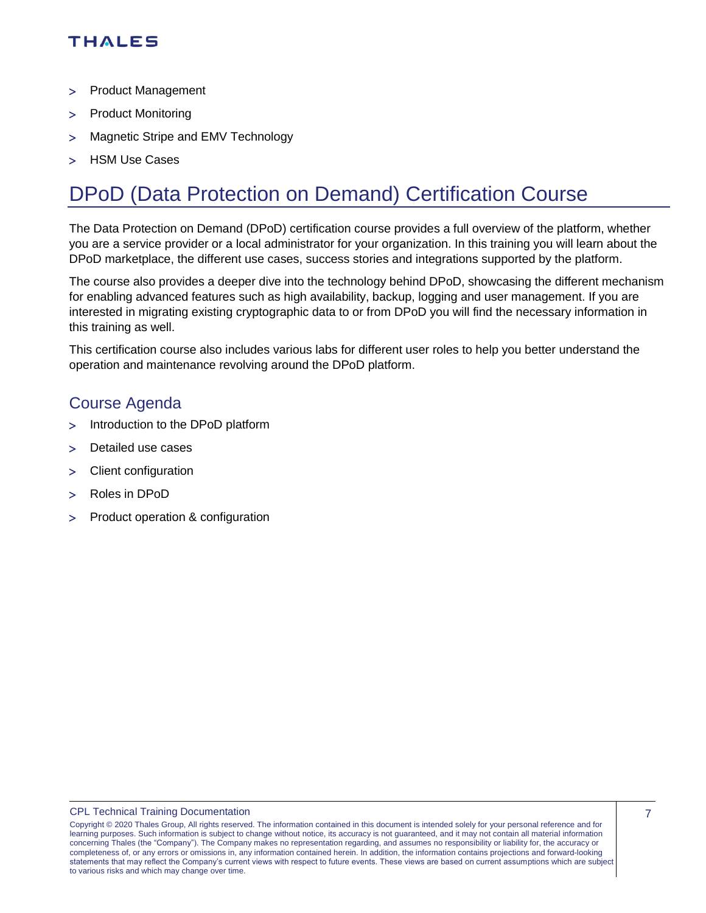- Product Management
- Product Monitoring
- Magnetic Stripe and EMV Technology
- HSM Use Cases

# DPoD (Data Protection on Demand) Certification Course

The Data Protection on Demand (DPoD) certification course provides a full overview of the platform, whether you are a service provider or a local administrator for your organization. In this training you will learn about the DPoD marketplace, the different use cases, success stories and integrations supported by the platform.

The course also provides a deeper dive into the technology behind DPoD, showcasing the different mechanism for enabling advanced features such as high availability, backup, logging and user management. If you are interested in migrating existing cryptographic data to or from DPoD you will find the necessary information in this training as well.

This certification course also includes various labs for different user roles to help you better understand the operation and maintenance revolving around the DPoD platform.

## Course Agenda

- Introduction to the DPoD platform
- Detailed use cases
- Client configuration
- Roles in DPoD
- Product operation & configuration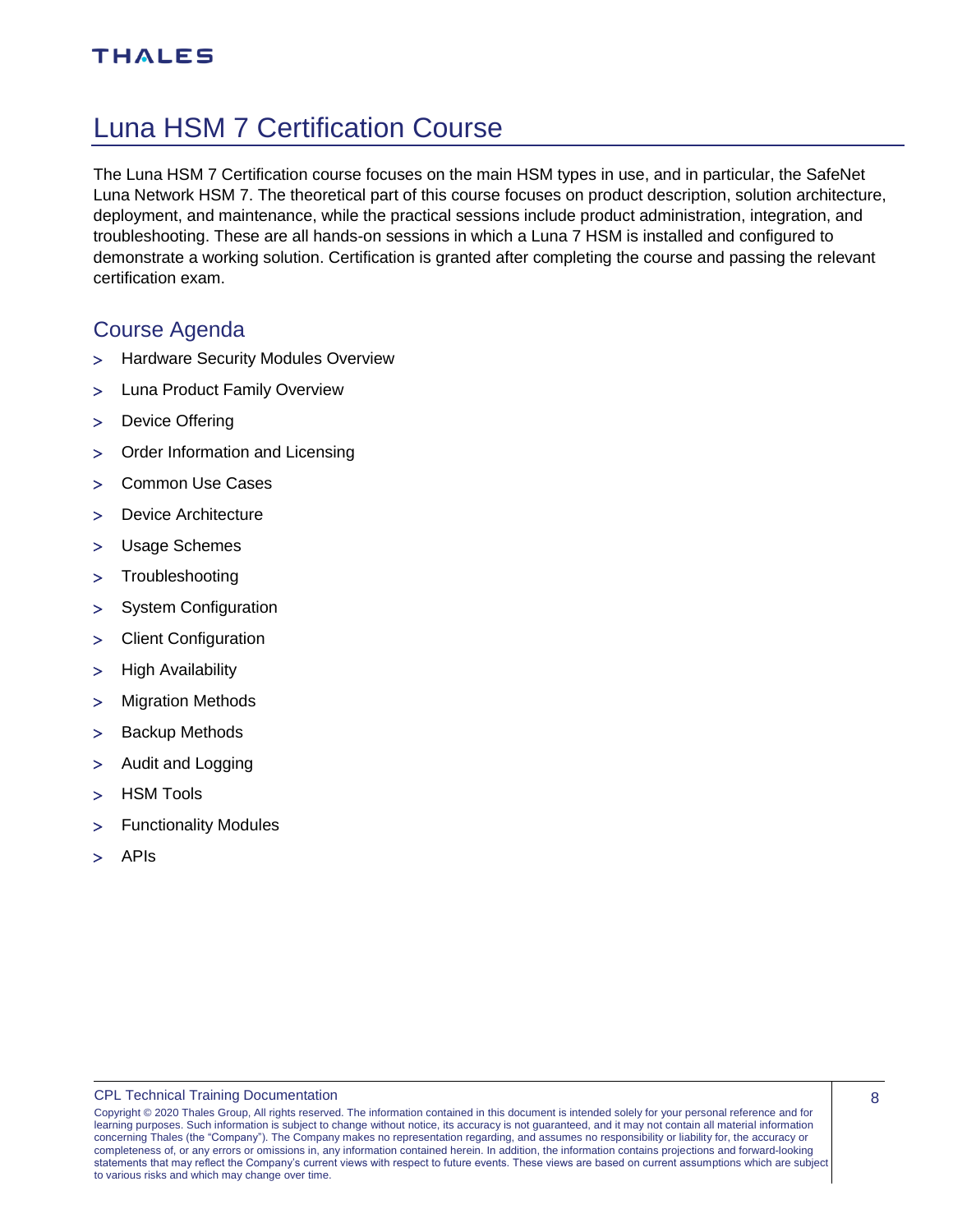# Luna HSM 7 Certification Course

The Luna HSM 7 Certification course focuses on the main HSM types in use, and in particular, the SafeNet Luna Network HSM 7. The theoretical part of this course focuses on product description, solution architecture, deployment, and maintenance, while the practical sessions include product administration, integration, and troubleshooting. These are all hands-on sessions in which a Luna 7 HSM is installed and configured to demonstrate a working solution. Certification is granted after completing the course and passing the relevant certification exam.

## Course Agenda

- Hardware Security Modules Overview
- Luna Product Family Overview
- Device Offering
- Order Information and Licensing
- Common Use Cases
- Device Architecture
- Usage Schemes
- Troubleshooting
- System Configuration
- Client Configuration
- High Availability
- Migration Methods
- Backup Methods
- Audit and Logging
- HSM Tools
- Functionality Modules
- APIs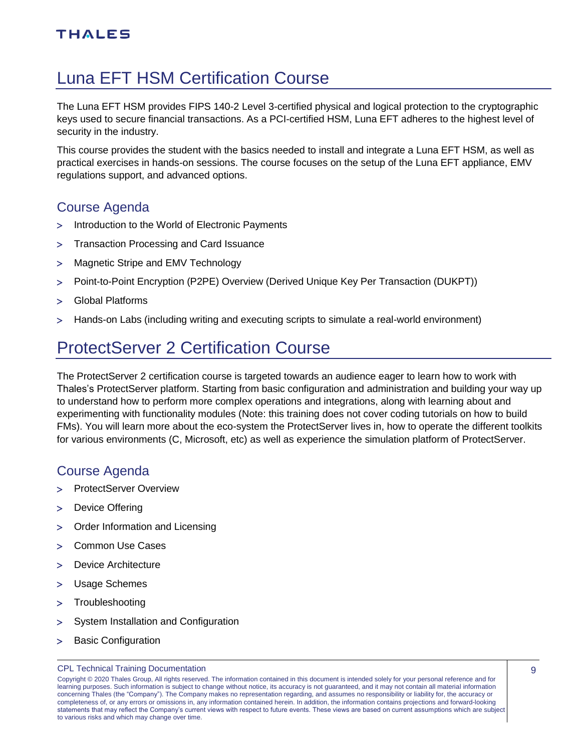# Luna EFT HSM Certification Course

The Luna EFT HSM provides FIPS 140-2 Level 3-certified physical and logical protection to the cryptographic keys used to secure financial transactions. As a PCI-certified HSM, Luna EFT adheres to the highest level of security in the industry.

This course provides the student with the basics needed to install and integrate a Luna EFT HSM, as well as practical exercises in hands-on sessions. The course focuses on the setup of the Luna EFT appliance, EMV regulations support, and advanced options.

## Course Agenda

- Introduction to the World of Electronic Payments
- Transaction Processing and Card Issuance
- Magnetic Stripe and EMV Technology
- Point-to-Point Encryption (P2PE) Overview (Derived Unique Key Per Transaction (DUKPT))
- Global Platforms
- Hands-on Labs (including writing and executing scripts to simulate a real-world environment)

# ProtectServer 2 Certification Course

The ProtectServer 2 certification course is targeted towards an audience eager to learn how to work with Thales's ProtectServer platform. Starting from basic configuration and administration and building your way up to understand how to perform more complex operations and integrations, along with learning about and experimenting with functionality modules (Note: this training does not cover coding tutorials on how to build FMs). You will learn more about the eco-system the ProtectServer lives in, how to operate the different toolkits for various environments (C, Microsoft, etc) as well as experience the simulation platform of ProtectServer.

## Course Agenda

- ProtectServer Overview
- Device Offering
- Order Information and Licensing
- Common Use Cases
- Device Architecture
- Usage Schemes
- Troubleshooting
- System Installation and Configuration
- Basic Configuration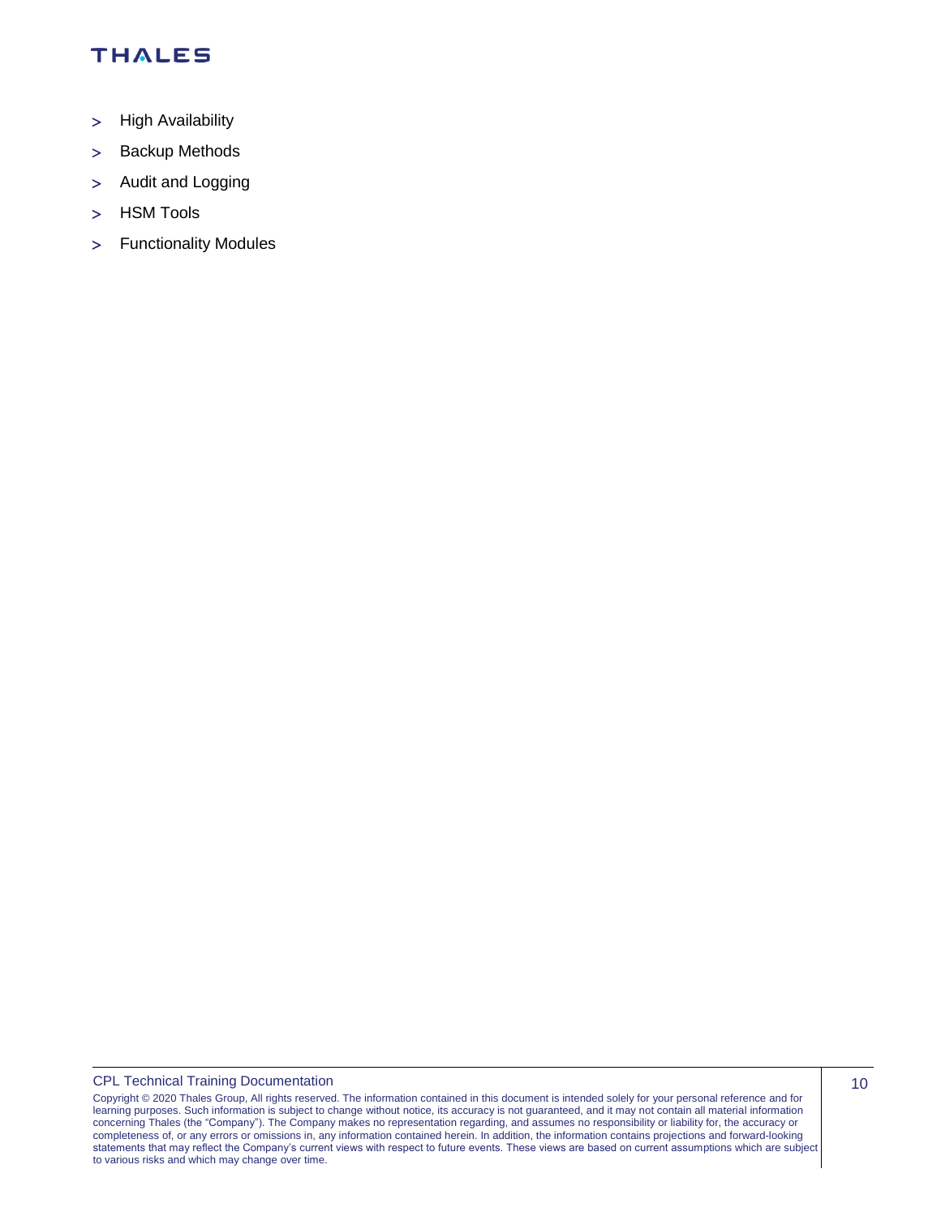- High Availability
- Backup Methods
- Audit and Logging
- HSM Tools
- Functionality Modules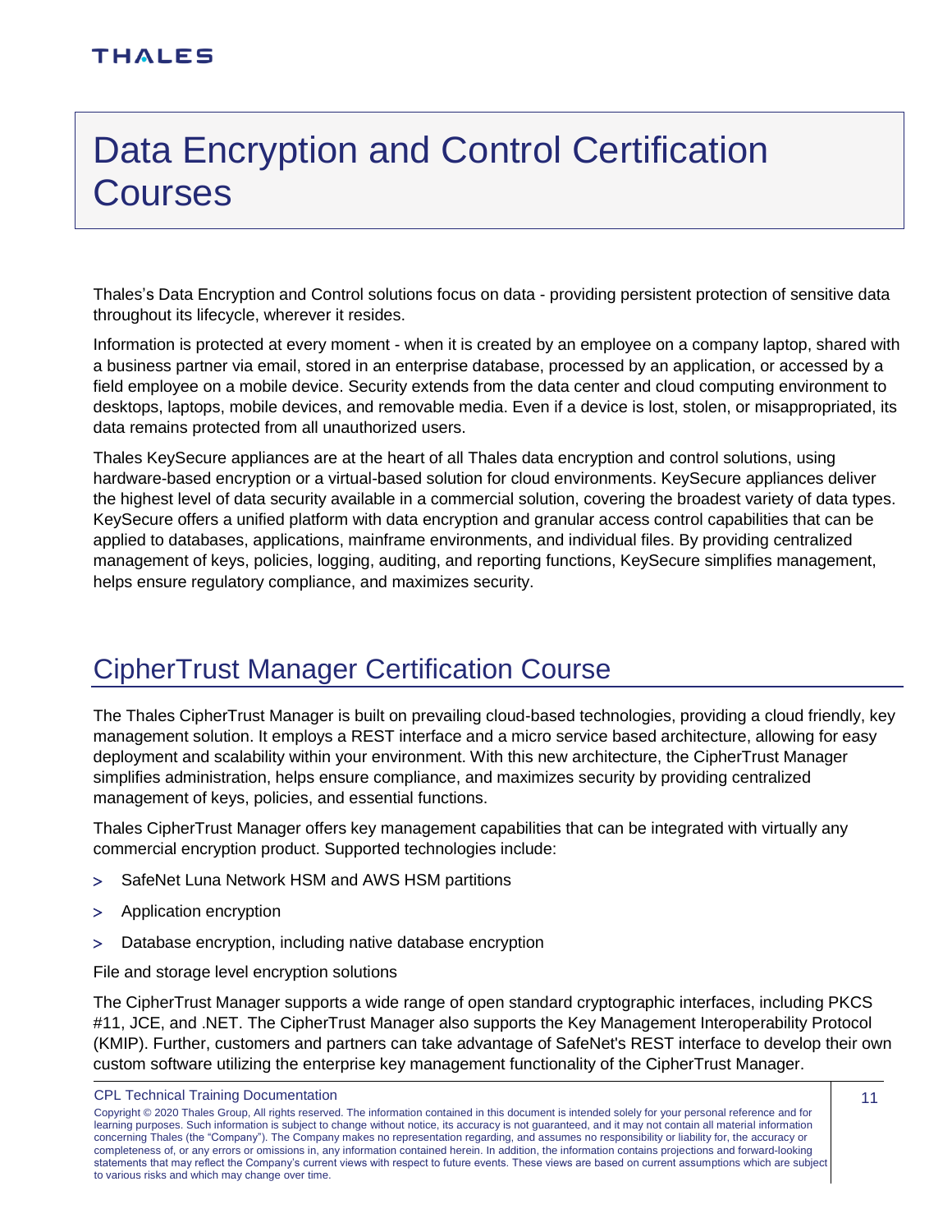# Data Encryption and Control Certification Courses

Thales's Data Encryption and Control solutions focus on data - providing persistent protection of sensitive data throughout its lifecycle, wherever it resides.

Information is protected at every moment - when it is created by an employee on a company laptop, shared with a business partner via email, stored in an enterprise database, processed by an application, or accessed by a field employee on a mobile device. Security extends from the data center and cloud computing environment to desktops, laptops, mobile devices, and removable media. Even if a device is lost, stolen, or misappropriated, its data remains protected from all unauthorized users.

Thales KeySecure appliances are at the heart of all Thales data encryption and control solutions, using hardware-based encryption or a virtual-based solution for cloud environments. KeySecure appliances deliver the highest level of data security available in a commercial solution, covering the broadest variety of data types. KeySecure offers a unified platform with data encryption and granular access control capabilities that can be applied to databases, applications, mainframe environments, and individual files. By providing centralized management of keys, policies, logging, auditing, and reporting functions, KeySecure simplifies management, helps ensure regulatory compliance, and maximizes security.

## CipherTrust Manager Certification Course

The Thales CipherTrust Manager is built on prevailing cloud-based technologies, providing a cloud friendly, key management solution. It employs a REST interface and a micro service based architecture, allowing for easy deployment and scalability within your environment. With this new architecture, the CipherTrust Manager simplifies administration, helps ensure compliance, and maximizes security by providing centralized management of keys, policies, and essential functions.

Thales CipherTrust Manager offers key management capabilities that can be integrated with virtually any commercial encryption product. Supported technologies include:

- SafeNet Luna Network HSM and AWS HSM partitions
- Application encryption
- Database encryption, including native database encryption

File and storage level encryption solutions

The CipherTrust Manager supports a wide range of open standard cryptographic interfaces, including PKCS #11, JCE, and .NET. The CipherTrust Manager also supports the Key Management Interoperability Protocol (KMIP). Further, customers and partners can take advantage of SafeNet's REST interface to develop their own custom software utilizing the enterprise key management functionality of the CipherTrust Manager.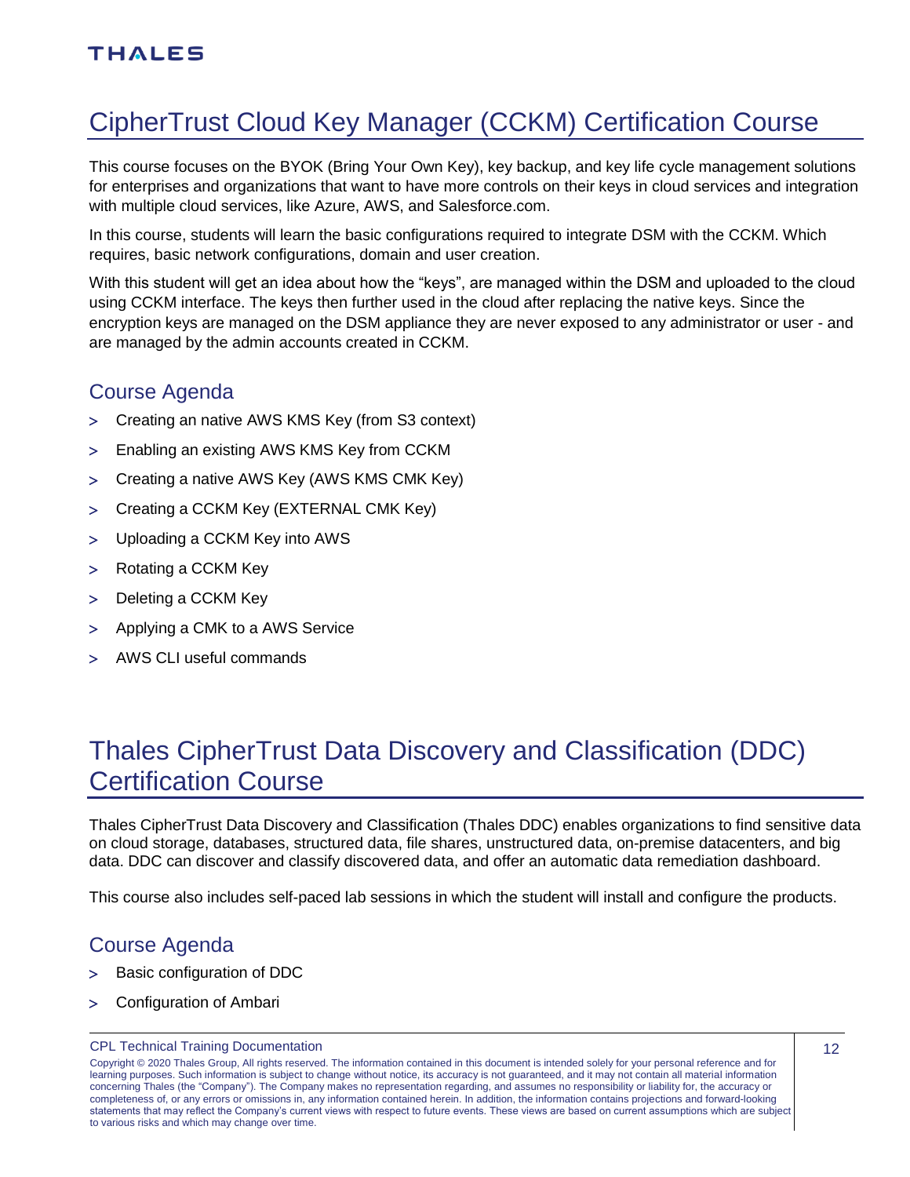# CipherTrust Cloud Key Manager (CCKM) Certification Course

This course focuses on the BYOK (Bring Your Own Key), key backup, and key life cycle management solutions for enterprises and organizations that want to have more controls on their keys in cloud services and integration with multiple cloud services, like Azure, AWS, and Salesforce.com.

In this course, students will learn the basic configurations required to integrate DSM with the CCKM. Which requires, basic network configurations, domain and user creation.

With this student will get an idea about how the "keys", are managed within the DSM and uploaded to the cloud using CCKM interface. The keys then further used in the cloud after replacing the native keys. Since the encryption keys are managed on the DSM appliance they are never exposed to any administrator or user - and are managed by the admin accounts created in CCKM.

## Course Agenda

- Creating an native AWS KMS Key (from S3 context)
- Enabling an existing AWS KMS Key from CCKM
- Creating a native AWS Key (AWS KMS CMK Key)
- Creating a CCKM Key (EXTERNAL CMK Key)
- Uploading a CCKM Key into AWS
- Rotating a CCKM Key
- Deleting a CCKM Key
- Applying a CMK to a AWS Service
- AWS CLI useful commands

# Thales CipherTrust Data Discovery and Classification (DDC) Certification Course

Thales CipherTrust Data Discovery and Classification (Thales DDC) enables organizations to find sensitive data on cloud storage, databases, structured data, file shares, unstructured data, on-premise datacenters, and big data. DDC can discover and classify discovered data, and offer an automatic data remediation dashboard.

This course also includes self-paced lab sessions in which the student will install and configure the products.

## Course Agenda

- Basic configuration of DDC
- Configuration of Ambari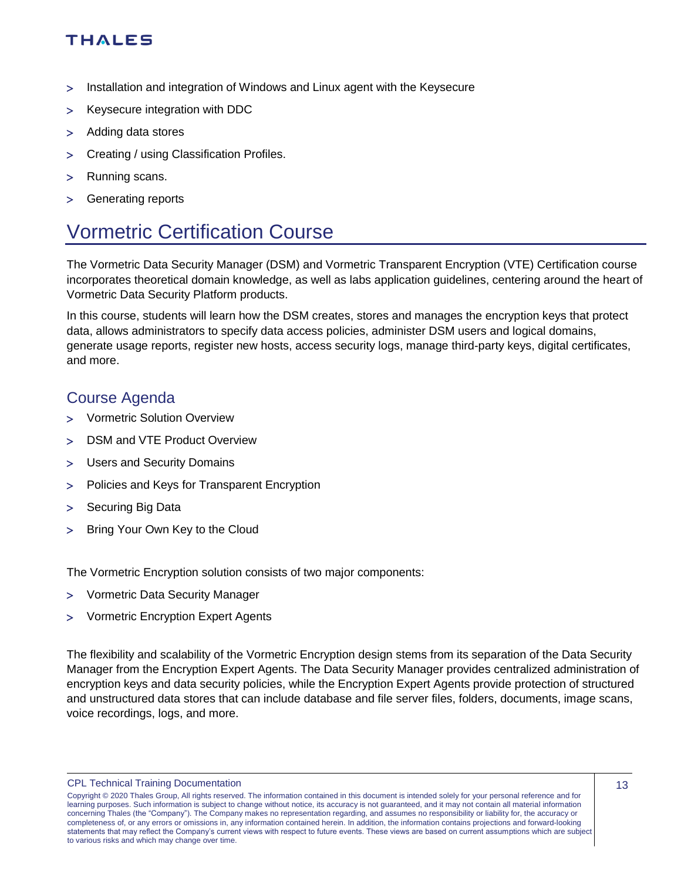- Installation and integration of Windows and Linux agent with the Keysecure
- Keysecure integration with DDC
- Adding data stores
- Creating / using Classification Profiles.
- Running scans.
- Generating reports

# Vormetric Certification Course

The Vormetric Data Security Manager (DSM) and Vormetric Transparent Encryption (VTE) Certification course incorporates theoretical domain knowledge, as well as labs application guidelines, centering around the heart of Vormetric Data Security Platform products.

In this course, students will learn how the DSM creates, stores and manages the encryption keys that protect data, allows administrators to specify data access policies, administer DSM users and logical domains, generate usage reports, register new hosts, access security logs, manage third-party keys, digital certificates, and more.

## Course Agenda

- Vormetric Solution Overview
- DSM and VTE Product Overview
- Users and Security Domains
- Policies and Keys for Transparent Encryption
- Securing Big Data
- Bring Your Own Key to the Cloud

The Vormetric Encryption solution consists of two major components:

- Vormetric Data Security Manager
- Vormetric Encryption Expert Agents

The flexibility and scalability of the Vormetric Encryption design stems from its separation of the Data Security Manager from the Encryption Expert Agents. The Data Security Manager provides centralized administration of encryption keys and data security policies, while the Encryption Expert Agents provide protection of structured and unstructured data stores that can include database and file server files, folders, documents, image scans, voice recordings, logs, and more.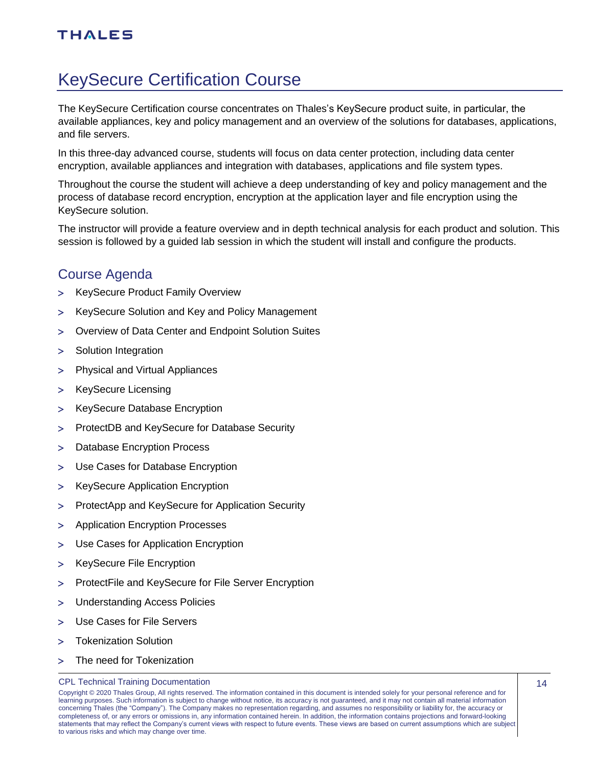# KeySecure Certification Course

The KeySecure Certification course concentrates on Thales's KeySecure product suite, in particular, the available appliances, key and policy management and an overview of the solutions for databases, applications, and file servers.

In this three-day advanced course, students will focus on data center protection, including data center encryption, available appliances and integration with databases, applications and file system types.

Throughout the course the student will achieve a deep understanding of key and policy management and the process of database record encryption, encryption at the application layer and file encryption using the KeySecure solution.

The instructor will provide a feature overview and in depth technical analysis for each product and solution. This session is followed by a guided lab session in which the student will install and configure the products.

## Course Agenda

- KeySecure Product Family Overview
- KeySecure Solution and Key and Policy Management
- Overview of Data Center and Endpoint Solution Suites
- Solution Integration
- Physical and Virtual Appliances
- KeySecure Licensing
- KeySecure Database Encryption
- ProtectDB and KeySecure for Database Security
- Database Encryption Process
- Use Cases for Database Encryption
- KeySecure Application Encryption
- ProtectApp and KeySecure for Application Security
- Application Encryption Processes
- Use Cases for Application Encryption
- KeySecure File Encryption
- ProtectFile and KeySecure for File Server Encryption
- Understanding Access Policies
- Use Cases for File Servers
- Tokenization Solution
- The need for Tokenization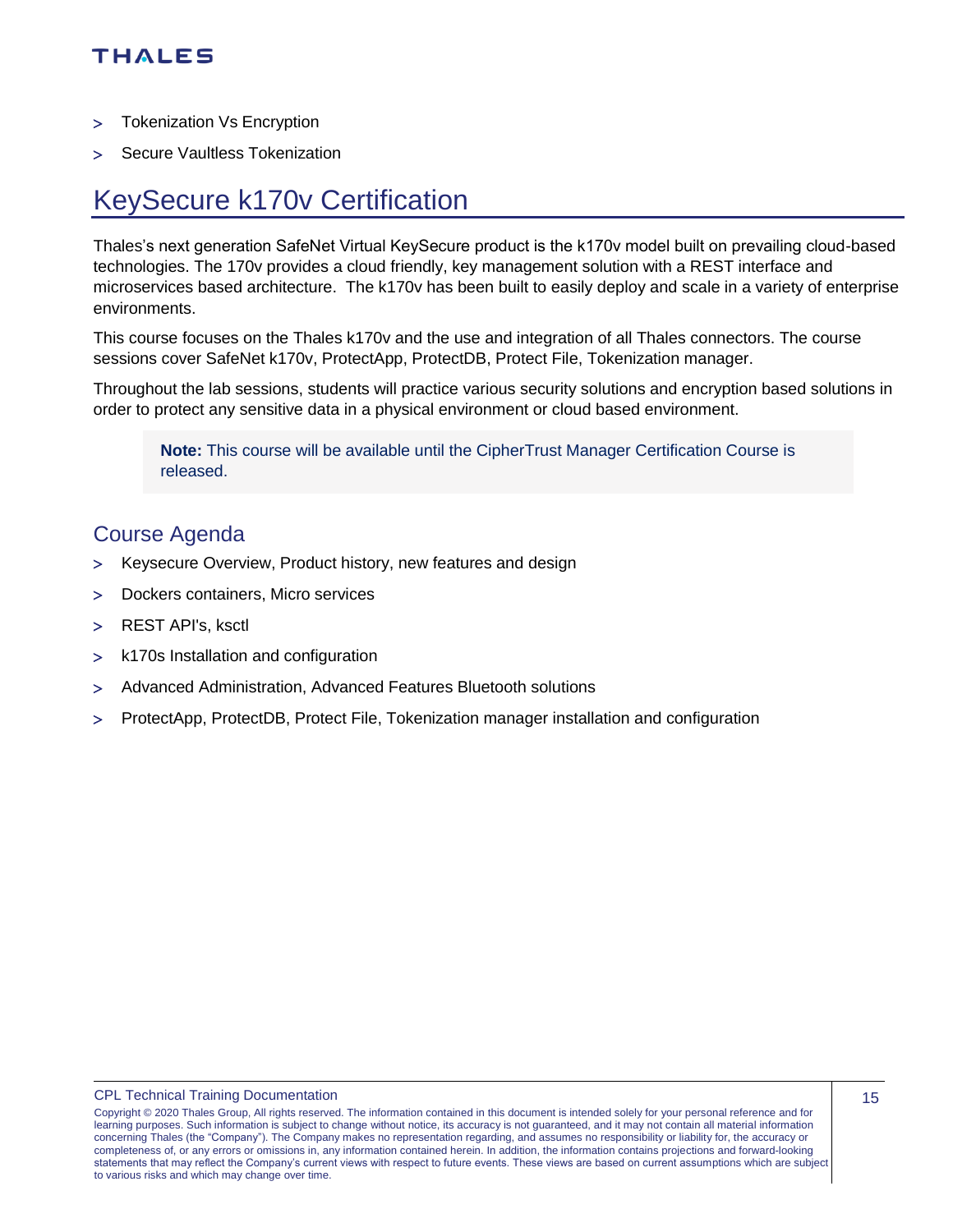- Tokenization Vs Encryption
- Secure Vaultless Tokenization

# KeySecure k170v Certification

Thales's next generation SafeNet Virtual KeySecure product is the k170v model built on prevailing cloud-based technologies. The 170v provides a cloud friendly, key management solution with a REST interface and microservices based architecture. The k170v has been built to easily deploy and scale in a variety of enterprise environments.

This course focuses on the Thales k170v and the use and integration of all Thales connectors. The course sessions cover SafeNet k170v, ProtectApp, ProtectDB, Protect File, Tokenization manager.

Throughout the lab sessions, students will practice various security solutions and encryption based solutions in order to protect any sensitive data in a physical environment or cloud based environment.

> **Note:** This course will be available until the CipherTrust Manager Certification Course is released.

## Course Agenda

- Keysecure Overview, Product history, new features and design
- Dockers containers, Micro services
- REST API's, ksctl
- k170s Installation and configuration
- Advanced Administration, Advanced Features Bluetooth solutions
- ProtectApp, ProtectDB, Protect File, Tokenization manager installation and configuration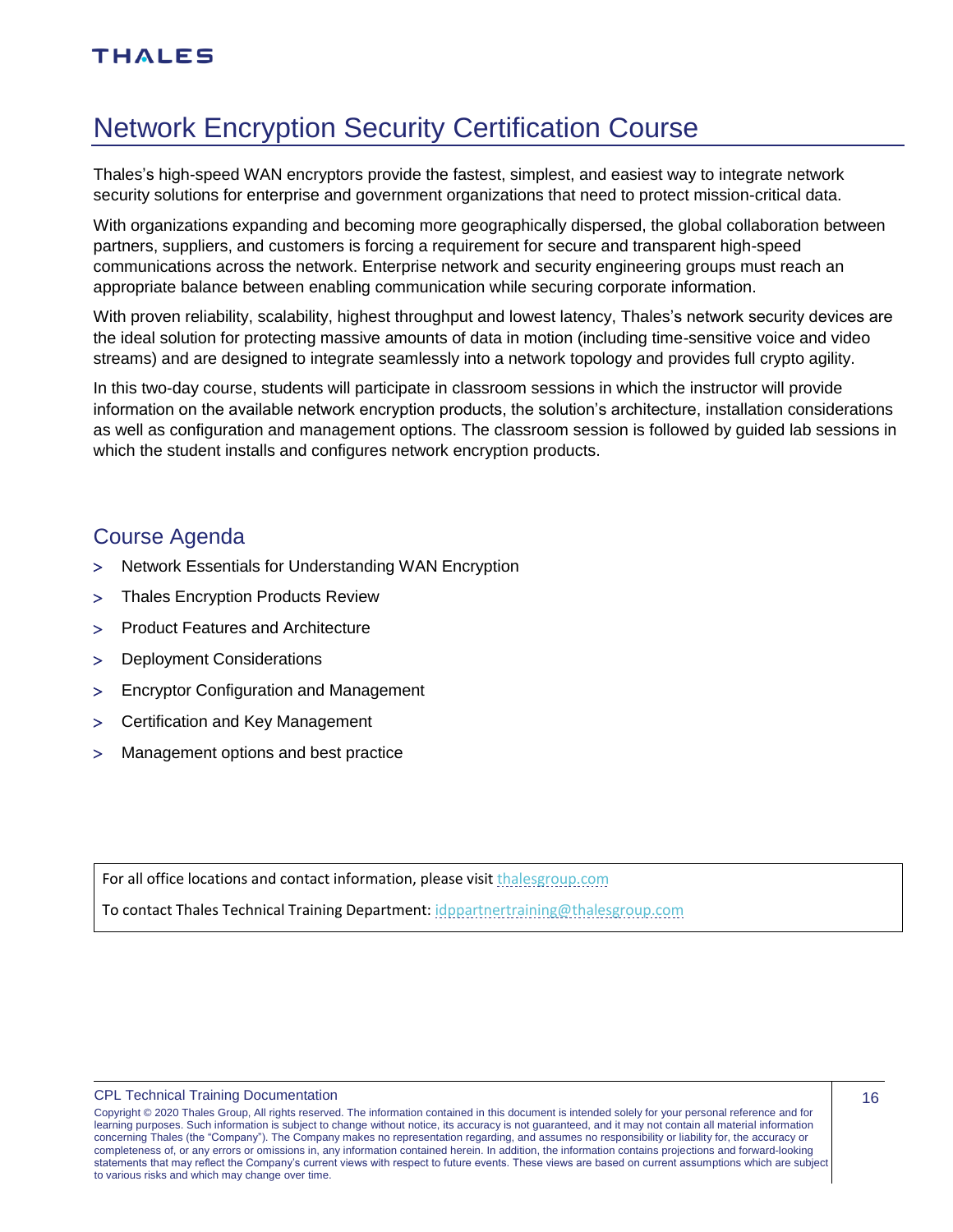# Network Encryption Security Certification Course

Thales's high-speed WAN encryptors provide the fastest, simplest, and easiest way to integrate network security solutions for enterprise and government organizations that need to protect mission-critical data.

With organizations expanding and becoming more geographically dispersed, the global collaboration between partners, suppliers, and customers is forcing a requirement for secure and transparent high-speed communications across the network. Enterprise network and security engineering groups must reach an appropriate balance between enabling communication while securing corporate information.

With proven reliability, scalability, highest throughput and lowest latency, Thales's network security devices are the ideal solution for protecting massive amounts of data in motion (including time-sensitive voice and video streams) and are designed to integrate seamlessly into a network topology and provides full crypto agility.

In this two-day course, students will participate in classroom sessions in which the instructor will provide information on the available network encryption products, the solution's architecture, installation considerations as well as configuration and management options. The classroom session is followed by guided lab sessions in which the student installs and configures network encryption products.

## Course Agenda

- Network Essentials for Understanding WAN Encryption
- Thales Encryption Products Review
- Product Features and Architecture
- Deployment Considerations
- Encryptor Configuration and Management
- Certification and Key Management
- Management options and best practice

For all office locations and contact information, please visit thalesgroup.com

To contact Thales Technical Training Department: idppartnertraining@thalesgroup.com

CPL Technical Training Documentation

Copyright © 2020 Thales Group, All rights reserved. The information contained in this document is intended solely for your personal reference and for learning purposes. Such information is subject to change without notice, its accuracy is not guaranteed, and it may not contain all material information concerning Thales (the "Company"). The Company makes no representation regarding, and assumes no responsibility or liability for, the accuracy or completeness of, or any errors or omissions in, any information contained herein. In addition, the information contains projections and forward-looking statements that may reflect the Company's current views with respect to future events. These views are based on current assumptions which are subject to various risks and which may change over time.